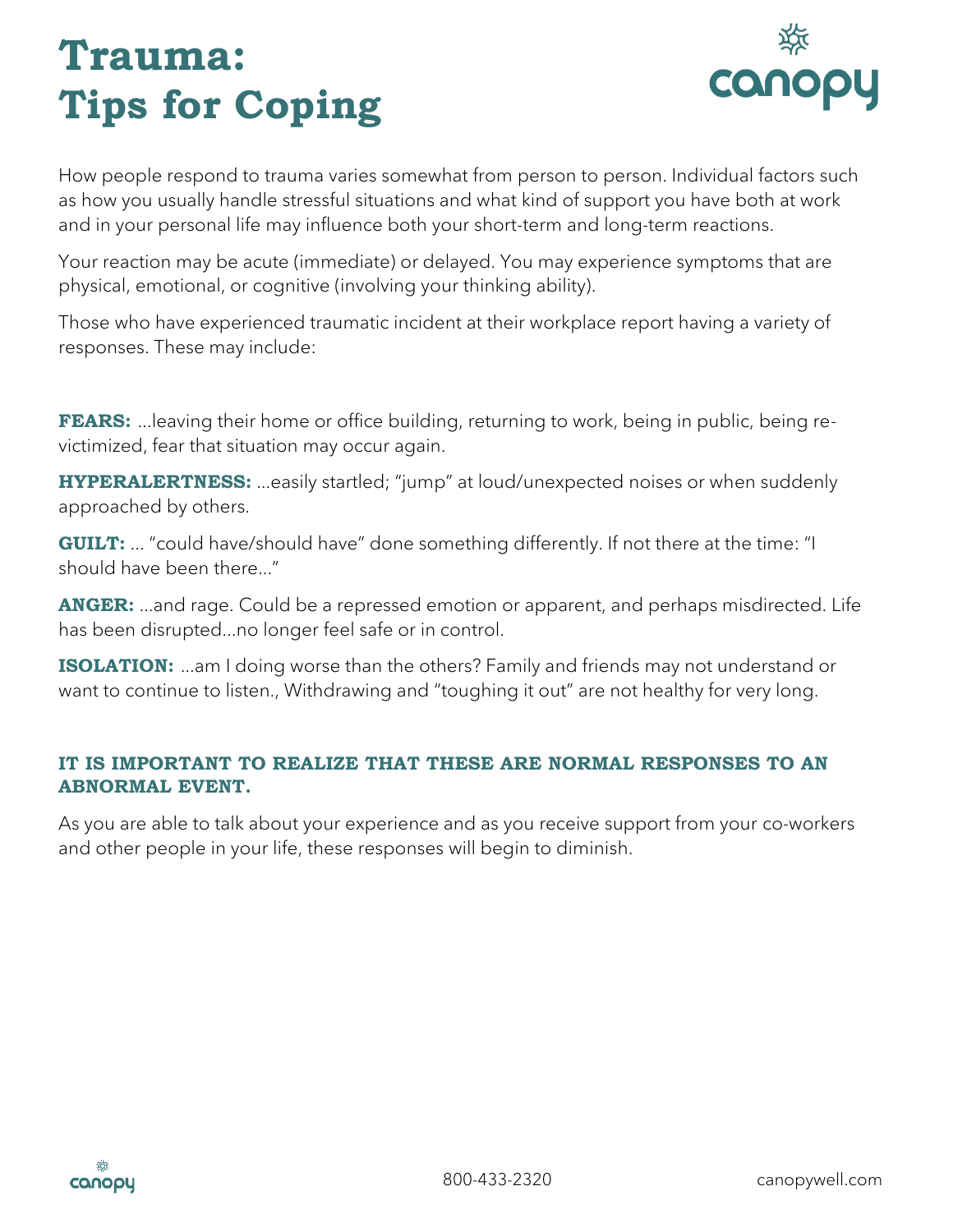# Trauma: Tips for Coping

canopy

How people respond to trauma varies somewhat from person to person. Individual factors such as how you usually handle stressful situations and what kind of support you have both at work and in your personal life may influence both your short-term and long-term reactions.

Your reaction may be acute (immediate) or delayed. You may experience symptoms that are physical, emotional, or cognitive (involving your thinking ability).

Those who have experienced traumatic incident at their workplace report having a variety of responses. These may include:

**FEARS:** ...leaving their home or office building, returning to work, being in public, being re-victimized, fear that situation may occur again.

**HYPERALERTNESS:** ...easily startled; "jump" at loud/unexpected noises or when suddenly approached by others.

**GUILT:** ... "could have/should have" done something differently. If not there at the time: "I should have been there..."

**ANGER:** ...and rage. Could be a repressed emotion or apparent, and perhaps misdirected. Life has been disrupted...no longer feel safe or in control.

**ISOLATION:** ...am I doing worse than the others? Family and friends may not understand or want to continue to listen., Withdrawing and "toughing it out" are not healthy for very long.

**IT IS IMPORTANT TO REALIZE THAT THESE ARE NORMAL RESPONSES TO AN ABNORMAL EVENT.**

As you are able to talk about your experience and as you receive support from your co-workers and other people in your life, these responses will begin to diminish.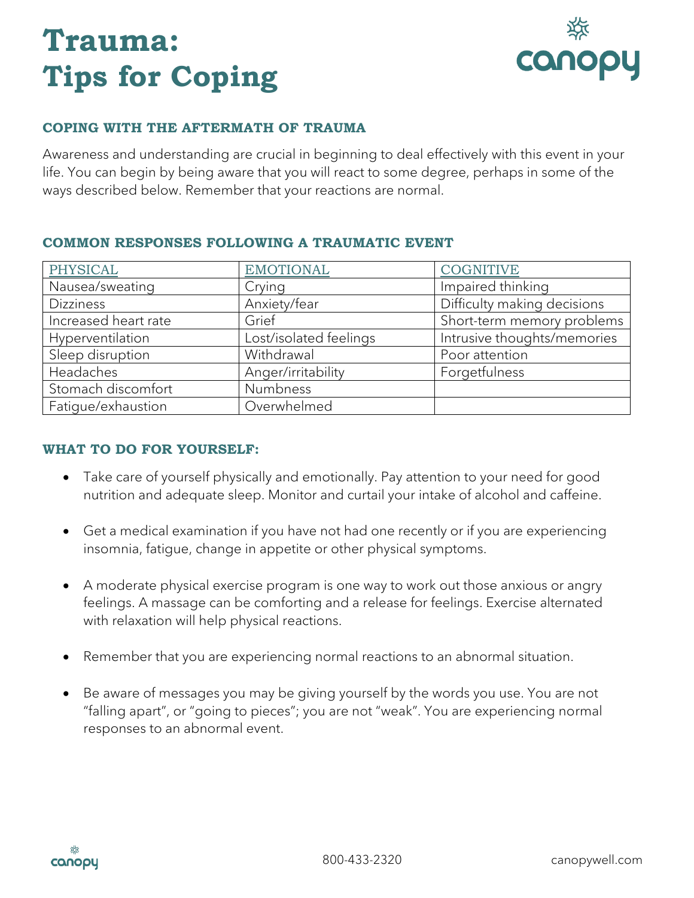# Trauma: Tips for Coping

## COPING WITH THE AFTERMATH OF TRAUMA

Awareness and understanding are crucial in beginning to deal effectively with this event in your life. You can begin by being aware that you will react to some degree, perhaps in some of the ways described below. Remember that your reactions are normal.

## COMMON RESPONSES FOLLOWING A TRAUMATIC EVENT

| PHYSICAL | EMOTIONAL | COGNITIVE |
| --- | --- | --- |
| Nausea/sweating | Crying | Impaired thinking |
| Dizziness | Anxiety/fear | Difficulty making decisions |
| Increased heart rate | Grief | Short-term memory problems |
| Hyperventilation | Lost/isolated feelings | Intrusive thoughts/memories |
| Sleep disruption | Withdrawal | Poor attention |
| Headaches | Anger/irritability | Forgetfulness |
| Stomach discomfort | Numbness | |
| Fatigue/exhaustion | Overwhelmed | |

## WHAT TO DO FOR YOURSELF:

- Take care of yourself physically and emotionally. Pay attention to your need for good nutrition and adequate sleep. Monitor and curtail your intake of alcohol and caffeine.

- Get a medical examination if you have not had one recently or if you are experiencing insomnia, fatigue, change in appetite or other physical symptoms.

- A moderate physical exercise program is one way to work out those anxious or angry feelings. A massage can be comforting and a release for feelings. Exercise alternated with relaxation will help physical reactions.

- Remember that you are experiencing normal reactions to an abnormal situation.

- Be aware of messages you may be giving yourself by the words you use. You are not "falling apart", or "going to pieces"; you are not "weak". You are experiencing normal responses to an abnormal event.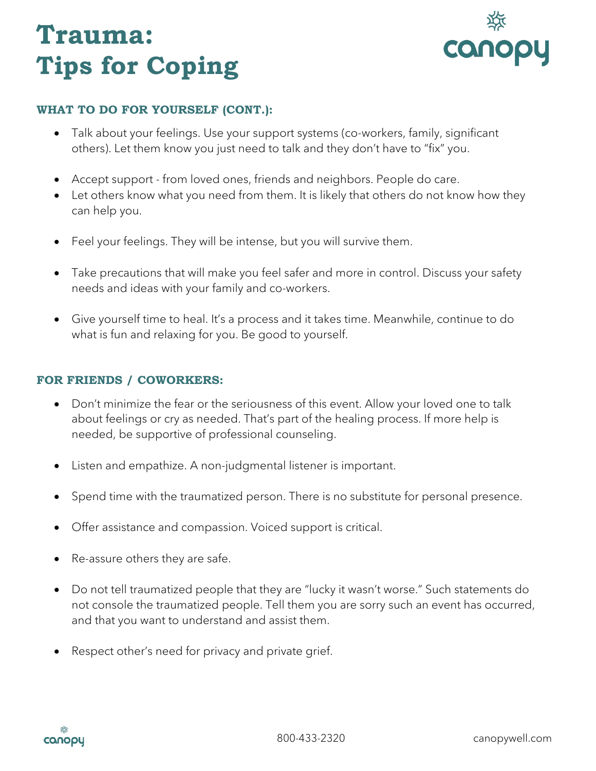# Trauma: Tips for Coping

### WHAT TO DO FOR YOURSELF (CONT.):

- Talk about your feelings. Use your support systems (co-workers, family, significant others). Let them know you just need to talk and they don't have to "fix" you.
- Accept support - from loved ones, friends and neighbors. People do care.
- Let others know what you need from them. It is likely that others do not know how they can help you.
- Feel your feelings. They will be intense, but you will survive them.
- Take precautions that will make you feel safer and more in control. Discuss your safety needs and ideas with your family and co-workers.
- Give yourself time to heal. It's a process and it takes time. Meanwhile, continue to do what is fun and relaxing for you. Be good to yourself.

### FOR FRIENDS / COWORKERS:

- Don't minimize the fear or the seriousness of this event. Allow your loved one to talk about feelings or cry as needed. That's part of the healing process. If more help is needed, be supportive of professional counseling.
- Listen and empathize. A non-judgmental listener is important.
- Spend time with the traumatized person. There is no substitute for personal presence.
- Offer assistance and compassion. Voiced support is critical.
- Re-assure others they are safe.
- Do not tell traumatized people that they are "lucky it wasn't worse." Such statements do not console the traumatized people. Tell them you are sorry such an event has occurred, and that you want to understand and assist them.
- Respect other's need for privacy and private grief.

800-433-2320 canopywell.com